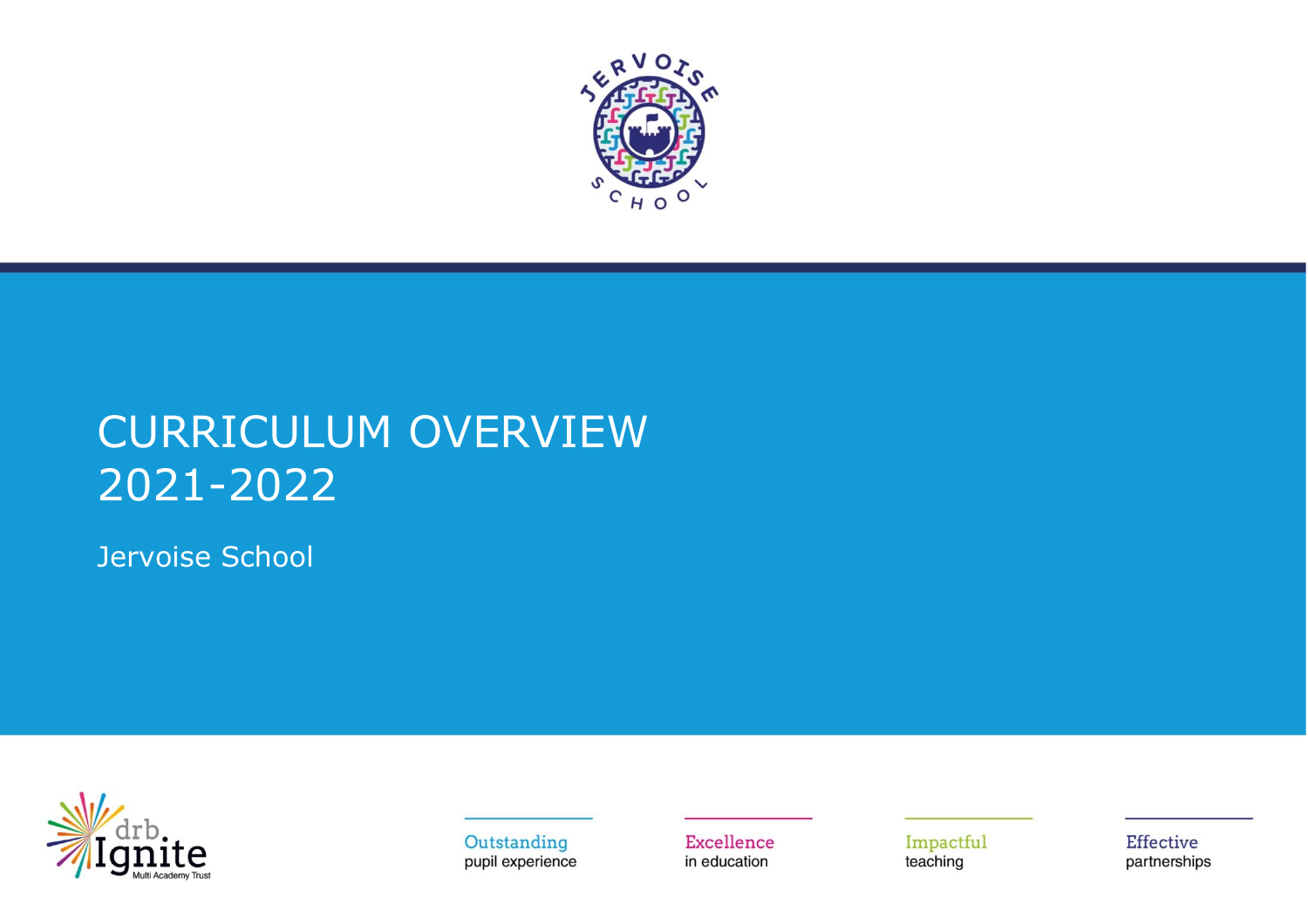# CURRICULUM OVERVIEW 2021-2022

Jervoise School

Outstanding pupil experience

Excellence in education

Impactful teaching

Effective partnerships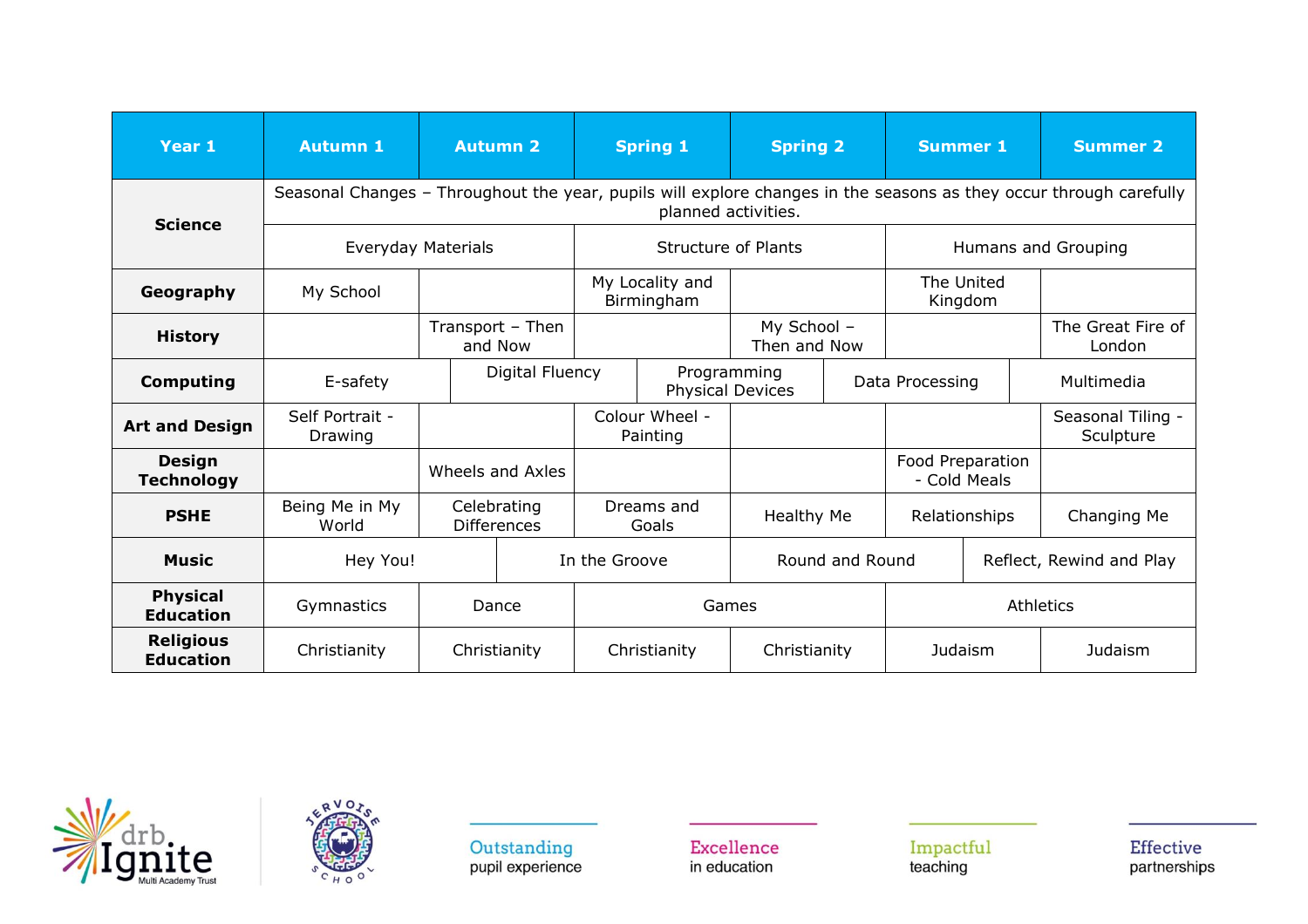| Year 1 | Autumn 1 | Autumn 2 | Spring 1 | Spring 2 | Summer 1 | Summer 2 |
|---|---|---|---|---|---|---|
| Science | Seasonal Changes – Throughout the year, pupils will explore changes in the seasons as they occur through carefully planned activities. | | | | | |
| | Everyday Materials | | Structure of Plants | | Humans and Grouping | |
| Geography | My School | | My Locality and Birmingham | | The United Kingdom | |
| History | | Transport – Then and Now | | My School – Then and Now | | The Great Fire of London |
| Computing | E-safety | Digital Fluency | Programming Physical Devices | | Data Processing | Multimedia |
| Art and Design | Self Portrait - Drawing | | Colour Wheel - Painting | | | Seasonal Tiling - Sculpture |
| Design Technology | | Wheels and Axles | | | Food Preparation - Cold Meals | |
| PSHE | Being Me in My World | Celebrating Differences | Dreams and Goals | Healthy Me | Relationships | Changing Me |
| Music | Hey You! | In the Groove | | Round and Round | Reflect, Rewind and Play | |
| Physical Education | Gymnastics | Dance | Games | | Athletics | |
| Religious Education | Christianity | Christianity | Christianity | Christianity | Judaism | Judaism |

Outstanding pupil experience

Excellence in education

Impactful teaching

Effective partnerships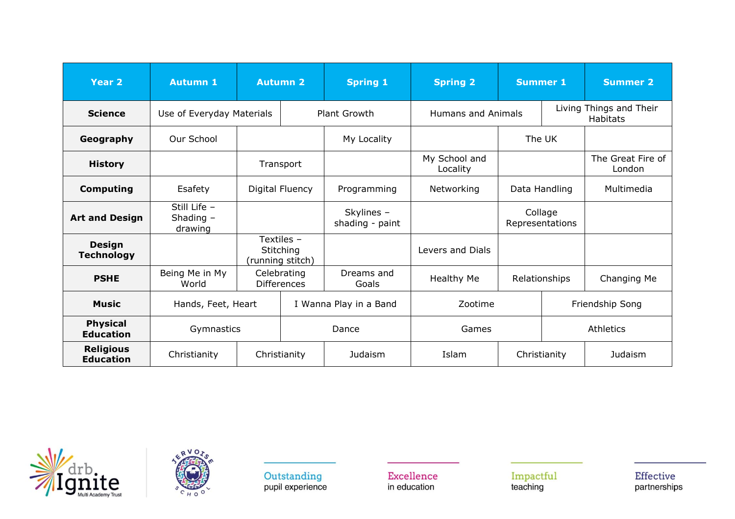| Year 2 | Autumn 1 | Autumn 2 | Spring 1 | Spring 2 | Summer 1 | Summer 2 |
|---|---|---|---|---|---|---|
| **Science** | Use of Everyday Materials | | Plant Growth | Humans and Animals | | Living Things and Their Habitats |
| **Geography** | Our School | | My Locality | | The UK | |
| **History** | | Transport | | My School and Locality | | The Great Fire of London |
| **Computing** | Esafety | Digital Fluency | Programming | Networking | Data Handling | Multimedia |
| **Art and Design** | Still Life – Shading – drawing | | Skylines – shading - paint | | Collage Representations | |
| **Design Technology** | | Textiles – Stitching (running stitch) | | Levers and Dials | | |
| **PSHE** | Being Me in My World | Celebrating Differences | Dreams and Goals | Healthy Me | Relationships | Changing Me |
| **Music** | Hands, Feet, Heart | | I Wanna Play in a Band | Zootime | | Friendship Song |
| **Physical Education** | Gymnastics | | Dance | Games | | Athletics |
| **Religious Education** | Christianity | Christianity | Judaism | Islam | Christianity | Judaism |

Outstanding pupil experience

Excellence in education

Impactful teaching

Effective partnerships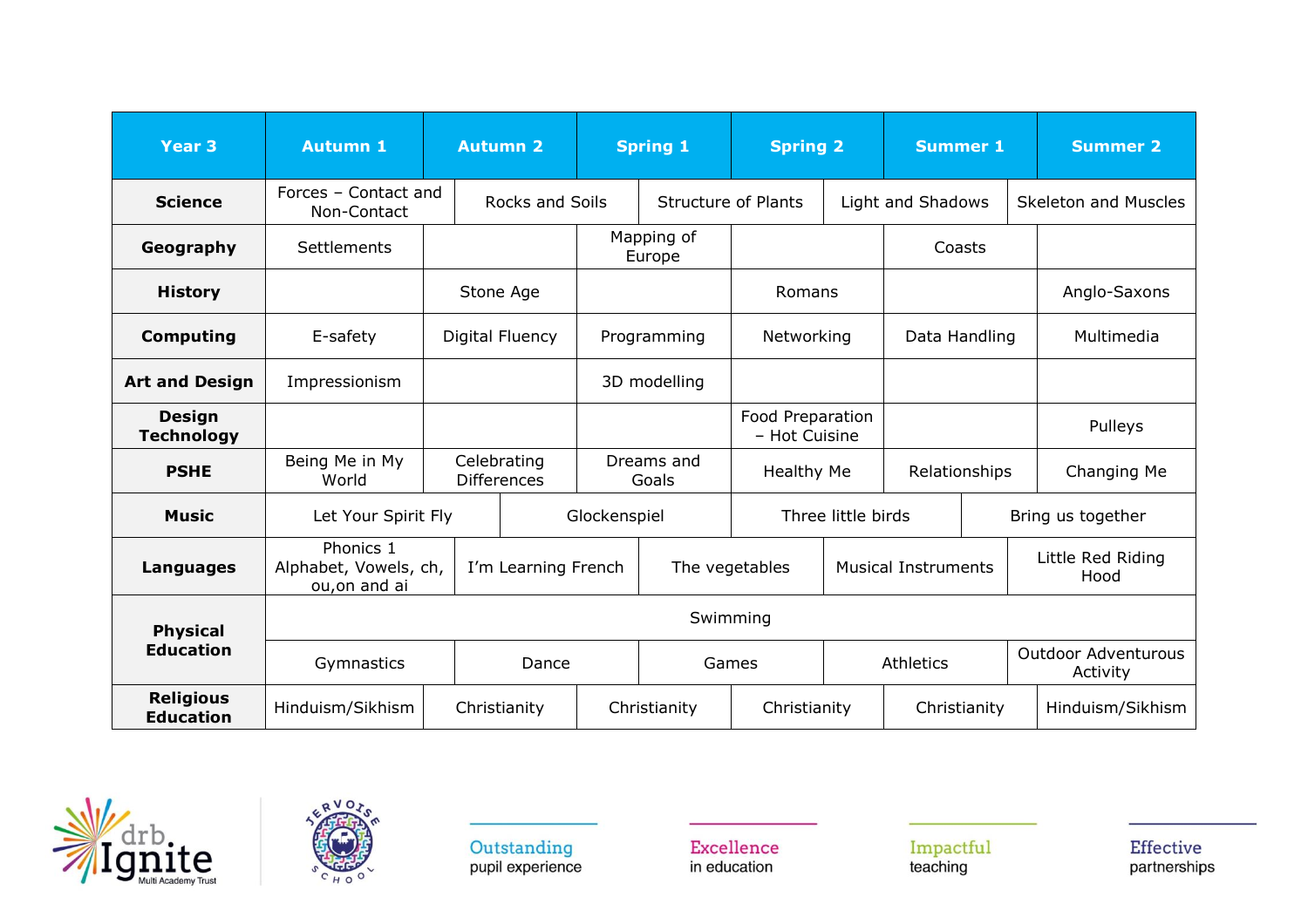| Year 3 | Autumn 1 | Autumn 2 | Spring 1 | Spring 2 | Summer 1 | Summer 2 |
|---|---|---|---|---|---|---|
| **Science** | Forces – Contact and Non-Contact | Rocks and Soils | Structure of Plants | | Light and Shadows | Skeleton and Muscles |
| **Geography** | Settlements | | Mapping of Europe | | Coasts | |
| **History** | | Stone Age | | Romans | | Anglo-Saxons |
| **Computing** | E-safety | Digital Fluency | Programming | Networking | Data Handling | Multimedia |
| **Art and Design** | Impressionism | | 3D modelling | | | |
| **Design Technology** | | | | Food Preparation – Hot Cuisine | | Pulleys |
| **PSHE** | Being Me in My World | Celebrating Differences | Dreams and Goals | Healthy Me | Relationships | Changing Me |
| **Music** | Let Your Spirit Fly | | Glockenspiel | Three little birds | | Bring us together |
| **Languages** | Phonics 1 Alphabet, Vowels, ch, ou,on and ai | I'm Learning French | The vegetables | | Musical Instruments | Little Red Riding Hood |
| **Physical Education** | Swimming | | | | | |
| | Gymnastics | Dance | Games | | Athletics | Outdoor Adventurous Activity |
| **Religious Education** | Hinduism/Sikhism | Christianity | Christianity | Christianity | Christianity | Hinduism/Sikhism |

Outstanding pupil experience

Excellence in education

Impactful teaching

Effective partnerships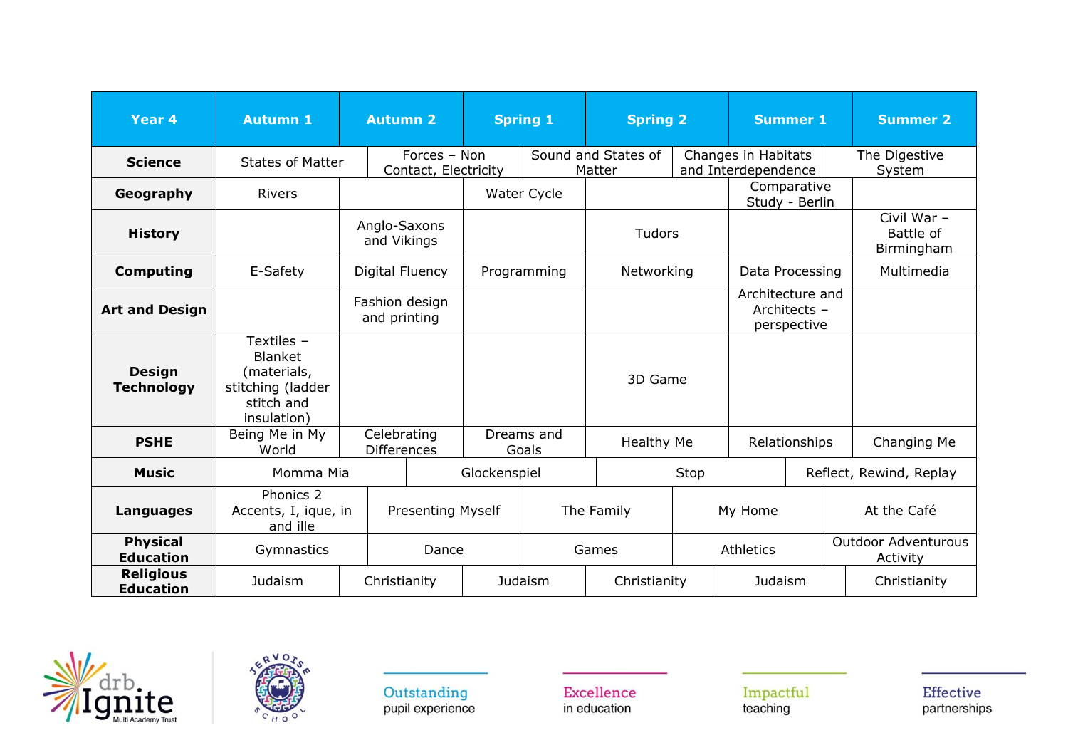| Year 4 | Autumn 1 | Autumn 2 | Spring 1 | Spring 2 | Summer 1 | Summer 2 |
|---|---|---|---|---|---|---|
| **Science** | States of Matter | Forces – Non Contact, Electricity | | Sound and States of Matter | Changes in Habitats and Interdependence | The Digestive System |
| **Geography** | Rivers | | Water Cycle | | Comparative Study - Berlin | |
| **History** | | Anglo-Saxons and Vikings | | Tudors | | Civil War – Battle of Birmingham |
| **Computing** | E-Safety | Digital Fluency | Programming | Networking | Data Processing | Multimedia |
| **Art and Design** | | Fashion design and printing | | | Architecture and Architects – perspective | |
| **Design Technology** | Textiles – Blanket (materials, stitching (ladder stitch and insulation) | | | 3D Game | | |
| **PSHE** | Being Me in My World | Celebrating Differences | Dreams and Goals | Healthy Me | Relationships | Changing Me |
| **Music** | Momma Mia | | Glockenspiel | Stop | | Reflect, Rewind, Replay |
| **Languages** | Phonics 2 Accents, I, ique, in and ille | Presenting Myself | | The Family | My Home | At the Café |
| **Physical Education** | Gymnastics | Dance | | Games | Athletics | Outdoor Adventurous Activity |
| **Religious Education** | Judaism | Christianity | Judaism | Christianity | Judaism | Christianity |

Outstanding pupil experience

Excellence in education

Impactful teaching

Effective partnerships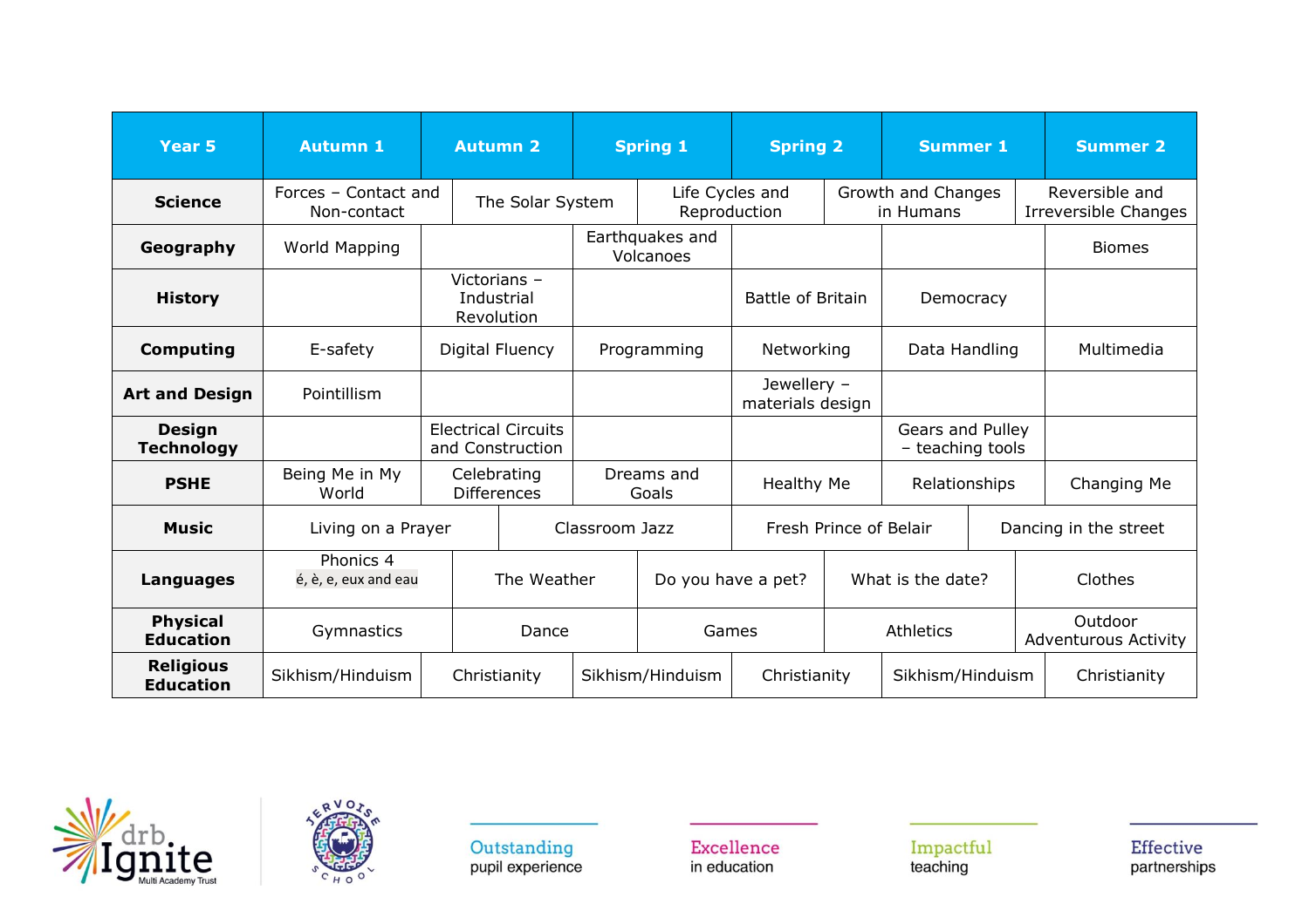| Year 5 | Autumn 1 | Autumn 2 | Spring 1 | Spring 2 | Summer 1 | Summer 2 |
|---|---|---|---|---|---|---|
| **Science** | Forces – Contact and Non-contact | The Solar System | Life Cycles and Reproduction | | Growth and Changes in Humans | Reversible and Irreversible Changes |
| **Geography** | World Mapping | | Earthquakes and Volcanoes | | | Biomes |
| **History** | | Victorians – Industrial Revolution | | Battle of Britain | Democracy | |
| **Computing** | E-safety | Digital Fluency | Programming | Networking | Data Handling | Multimedia |
| **Art and Design** | Pointillism | | | Jewellery – materials design | | |
| **Design Technology** | | Electrical Circuits and Construction | | | Gears and Pulley – teaching tools | |
| **PSHE** | Being Me in My World | Celebrating Differences | Dreams and Goals | Healthy Me | Relationships | Changing Me |
| **Music** | Living on a Prayer | | Classroom Jazz | Fresh Prince of Belair | | Dancing in the street |
| **Languages** | Phonics 4 é, è, e, eux and eau | The Weather | Do you have a pet? | What is the date? | | Clothes |
| **Physical Education** | Gymnastics | Dance | Games | Athletics | | Outdoor Adventurous Activity |
| **Religious Education** | Sikhism/Hinduism | Christianity | Sikhism/Hinduism | Christianity | Sikhism/Hinduism | Christianity |

drb Ignite Multi Academy Trust

Jervoise School

Outstanding pupil experience

Excellence in education

Impactful teaching

Effective partnerships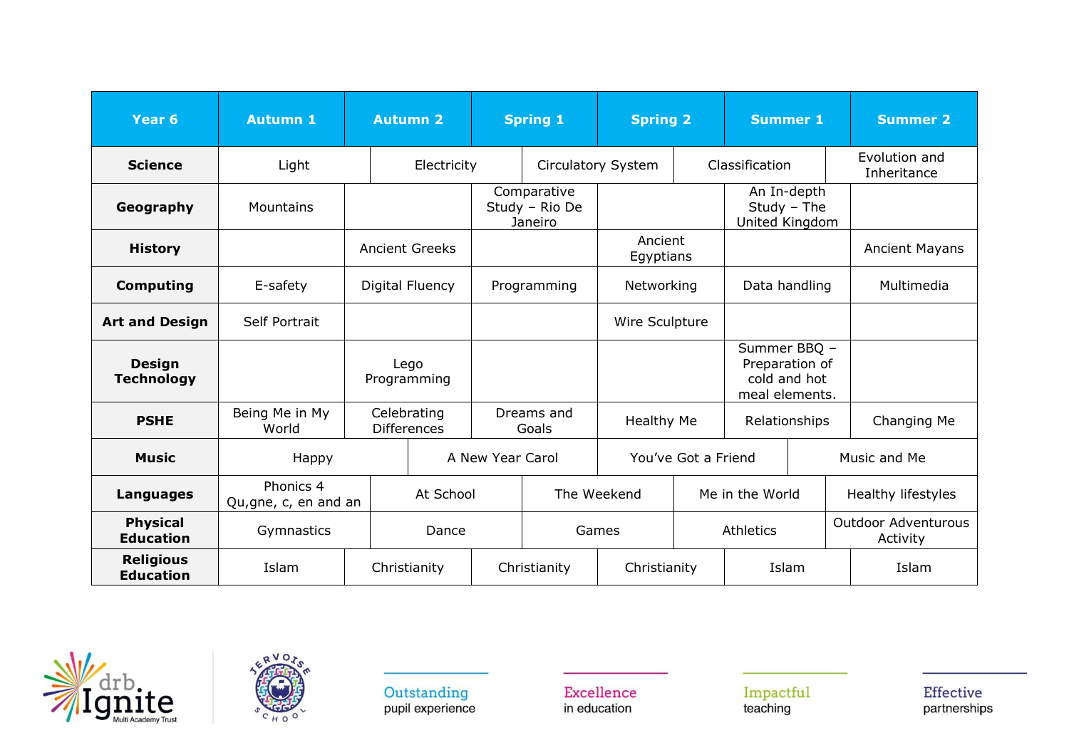| Year 6 | Autumn 1 | Autumn 2 | Spring 1 | Spring 2 | Summer 1 | Summer 2 |
|---|---|---|---|---|---|---|
| **Science** | Light | Electricity | Circulatory System | | Classification | Evolution and Inheritance |
| **Geography** | Mountains | | Comparative Study – Rio De Janeiro | | An In-depth Study – The United Kingdom | |
| **History** | | Ancient Greeks | | Ancient Egyptians | | Ancient Mayans |
| **Computing** | E-safety | Digital Fluency | Programming | Networking | Data handling | Multimedia |
| **Art and Design** | Self Portrait | | | Wire Sculpture | | |
| **Design Technology** | | Lego Programming | | | Summer BBQ – Preparation of cold and hot meal elements. | |
| **PSHE** | Being Me in My World | Celebrating Differences | Dreams and Goals | Healthy Me | Relationships | Changing Me |
| **Music** | Happy | | A New Year Carol | You've Got a Friend | | Music and Me |
| **Languages** | Phonics 4 Qu,gne, c, en and an | At School | The Weekend | | Me in the World | Healthy lifestyles |
| **Physical Education** | Gymnastics | Dance | Games | | Athletics | Outdoor Adventurous Activity |
| **Religious Education** | Islam | Christianity | Christianity | Christianity | Islam | Islam |